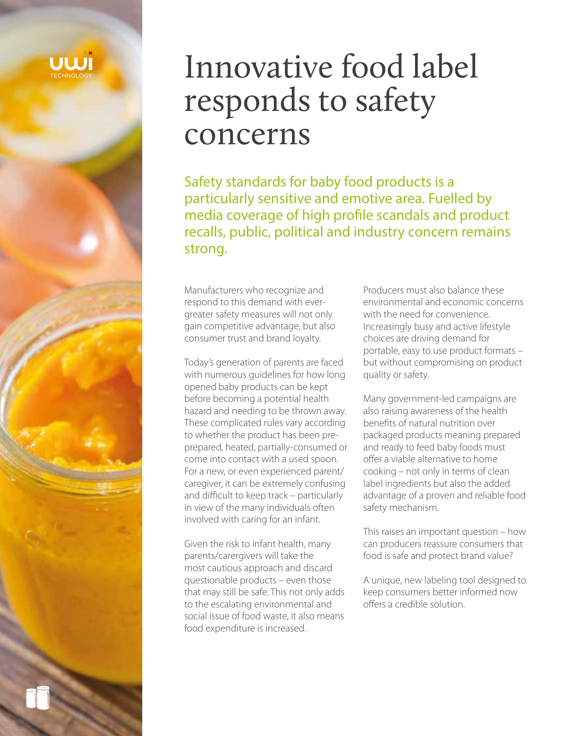# Innovative food label responds to safety concerns

Safety standards for baby food products is a particularly sensitive and emotive area. Fuelled by media coverage of high profile scandals and product recalls, public, political and industry concern remains strong.

Manufacturers who recognize and respond to this demand with ever-greater safety measures will not only gain competitive advantage, but also consumer trust and brand loyalty.

Today's generation of parents are faced with numerous guidelines for how long opened baby products can be kept before becoming a potential health hazard and needing to be thrown away. These complicated rules vary according to whether the product has been pre-prepared, heated, partially-consumed or come into contact with a used spoon. For a new, or even experienced parent/caregiver, it can be extremely confusing and difficult to keep track – particularly in view of the many individuals often involved with caring for an infant.

Given the risk to infant health, many parents/carergivers will take the most cautious approach and discard questionable products – even those that may still be safe. This not only adds to the escalating environmental and social issue of food waste, it also means food expenditure is increased.

Producers must also balance these environmental and economic concerns with the need for convenience. Increasingly busy and active lifestyle choices are driving demand for portable, easy to use product formats – but without compromising on product quality or safety.

Many government-led campaigns are also raising awareness of the health benefits of natural nutrition over packaged products meaning prepared and ready to feed baby foods must offer a viable alternative to home cooking – not only in terms of clean label ingredients but also the added advantage of a proven and reliable food safety mechanism.

This raises an important question – how can producers reassure consumers that food is safe and protect brand value?

A unique, new labeling tool designed to keep consumers better informed now offers a credible solution.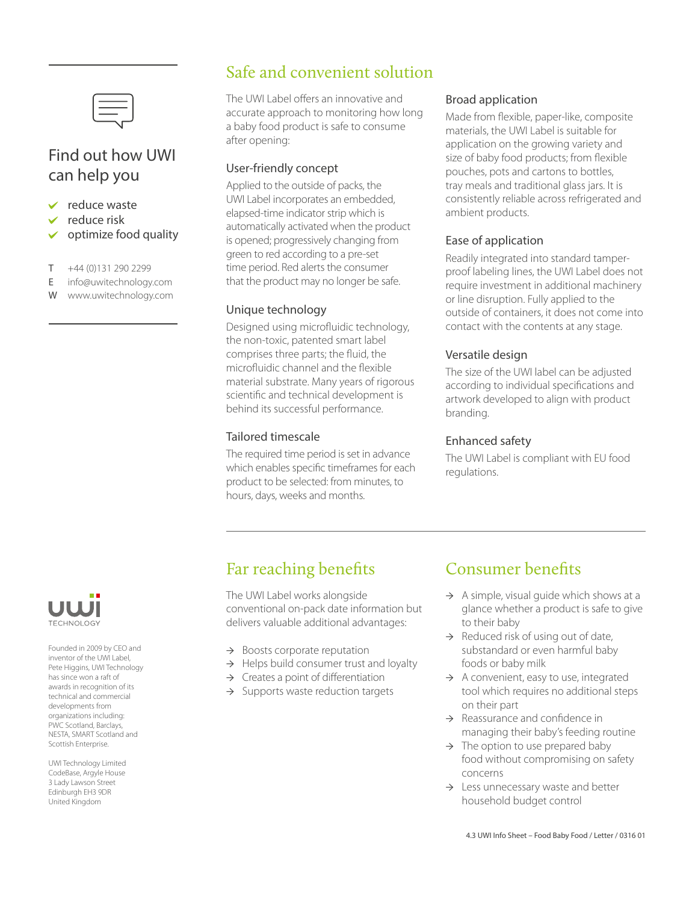## Find out how UWI can help you

- reduce waste
- reduce risk
- optimize food quality

T +44 (0)131 290 2299
E info@uwitechnology.com
W www.uwitechnology.com

# Safe and convenient solution

The UWI Label offers an innovative and accurate approach to monitoring how long a baby food product is safe to consume after opening:

### User-friendly concept

Applied to the outside of packs, the UWI Label incorporates an embedded, elapsed-time indicator strip which is automatically activated when the product is opened; progressively changing from green to red according to a pre-set time period. Red alerts the consumer that the product may no longer be safe.

### Unique technology

Designed using microfluidic technology, the non-toxic, patented smart label comprises three parts; the fluid, the microfluidic channel and the flexible material substrate. Many years of rigorous scientific and technical development is behind its successful performance.

### Tailored timescale

The required time period is set in advance which enables specific timeframes for each product to be selected: from minutes, to hours, days, weeks and months.

### Broad application

Made from flexible, paper-like, composite materials, the UWI Label is suitable for application on the growing variety and size of baby food products; from flexible pouches, pots and cartons to bottles, tray meals and traditional glass jars. It is consistently reliable across refrigerated and ambient products.

### Ease of application

Readily integrated into standard tamper-proof labeling lines, the UWI Label does not require investment in additional machinery or line disruption. Fully applied to the outside of containers, it does not come into contact with the contents at any stage.

### Versatile design

The size of the UWI label can be adjusted according to individual specifications and artwork developed to align with product branding.

### Enhanced safety

The UWI Label is compliant with EU food regulations.

# Far reaching benefits

The UWI Label works alongside conventional on-pack date information but delivers valuable additional advantages:

- Boosts corporate reputation
- Helps build consumer trust and loyalty
- Creates a point of differentiation
- Supports waste reduction targets

# Consumer benefits

- A simple, visual guide which shows at a glance whether a product is safe to give to their baby
- Reduced risk of using out of date, substandard or even harmful baby foods or baby milk
- A convenient, easy to use, integrated tool which requires no additional steps on their part
- Reassurance and confidence in managing their baby's feeding routine
- The option to use prepared baby food without compromising on safety concerns
- Less unnecessary waste and better household budget control

UWI TECHNOLOGY

Founded in 2009 by CEO and inventor of the UWI Label, Pete Higgins, UWI Technology has since won a raft of awards in recognition of its technical and commercial developments from organizations including: PWC Scotland, Barclays, NESTA, SMART Scotland and Scottish Enterprise.

UWI Technology Limited
CodeBase, Argyle House
3 Lady Lawson Street
Edinburgh EH3 9DR
United Kingdom

4.3 UWI Info Sheet – Food Baby Food / Letter / 0316 01